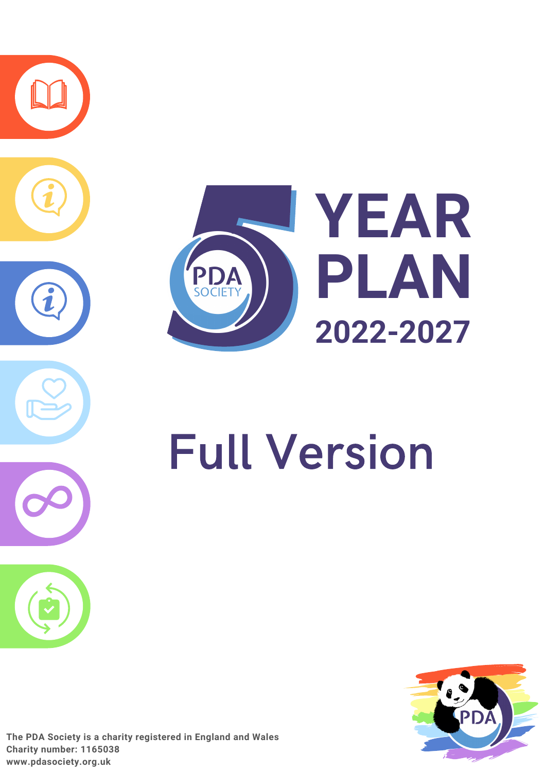# 5 YEAR PLAN 2022-2027

PDA SOCIETY

## Full Version

**The PDA Society is a charity registered in England and Wales**
**Charity number: 1165038**
**www.pdasociety.org.uk**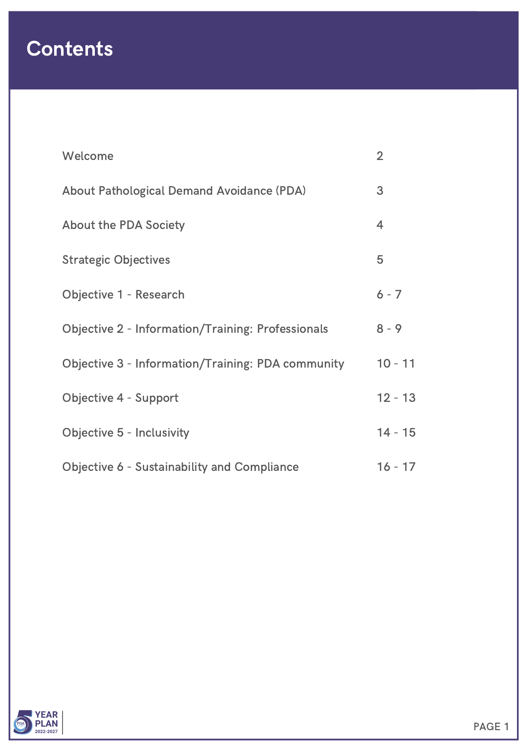# Contents

| | |
|---|---|
| Welcome | 2 |
| About Pathological Demand Avoidance (PDA) | 3 |
| About the PDA Society | 4 |
| Strategic Objectives | 5 |
| Objective 1 - Research | 6 - 7 |
| Objective 2 - Information/Training: Professionals | 8 - 9 |
| Objective 3 - Information/Training: PDA community | 10 - 11 |
| Objective 4 - Support | 12 - 13 |
| Objective 5 - Inclusivity | 14 - 15 |
| Objective 6 - Sustainability and Compliance | 16 - 17 |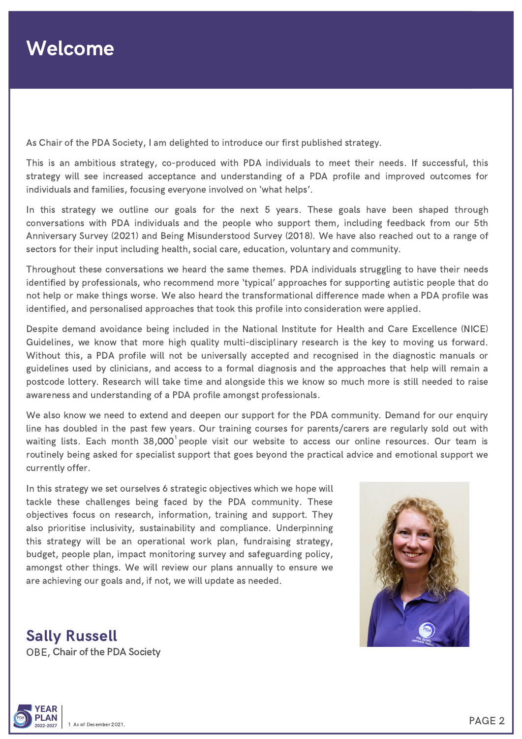# Welcome

As Chair of the PDA Society, I am delighted to introduce our first published strategy.

This is an ambitious strategy, co-produced with PDA individuals to meet their needs. If successful, this strategy will see increased acceptance and understanding of a PDA profile and improved outcomes for individuals and families, focusing everyone involved on 'what helps'.

In this strategy we outline our goals for the next 5 years. These goals have been shaped through conversations with PDA individuals and the people who support them, including feedback from our 5th Anniversary Survey (2021) and Being Misunderstood Survey (2018). We have also reached out to a range of sectors for their input including health, social care, education, voluntary and community.

Throughout these conversations we heard the same themes. PDA individuals struggling to have their needs identified by professionals, who recommend more 'typical' approaches for supporting autistic people that do not help or make things worse. We also heard the transformational difference made when a PDA profile was identified, and personalised approaches that took this profile into consideration were applied.

Despite demand avoidance being included in the National Institute for Health and Care Excellence (NICE) Guidelines, we know that more high quality multi-disciplinary research is the key to moving us forward. Without this, a PDA profile will not be universally accepted and recognised in the diagnostic manuals or guidelines used by clinicians, and access to a formal diagnosis and the approaches that help will remain a postcode lottery. Research will take time and alongside this we know so much more is still needed to raise awareness and understanding of a PDA profile amongst professionals.

We also know we need to extend and deepen our support for the PDA community. Demand for our enquiry line has doubled in the past few years. Our training courses for parents/carers are regularly sold out with waiting lists. Each month 38,000[1] people visit our website to access our online resources. Our team is routinely being asked for specialist support that goes beyond the practical advice and emotional support we currently offer.

In this strategy we set ourselves 6 strategic objectives which we hope will tackle these challenges being faced by the PDA community. These objectives focus on research, information, training and support. They also prioritise inclusivity, sustainability and compliance. Underpinning this strategy will be an operational work plan, fundraising strategy, budget, people plan, impact monitoring survey and safeguarding policy, amongst other things. We will review our plans annually to ensure we are achieving our goals and, if not, we will update as needed.

**Sally Russell**
OBE, Chair of the PDA Society

1 As of December 2021.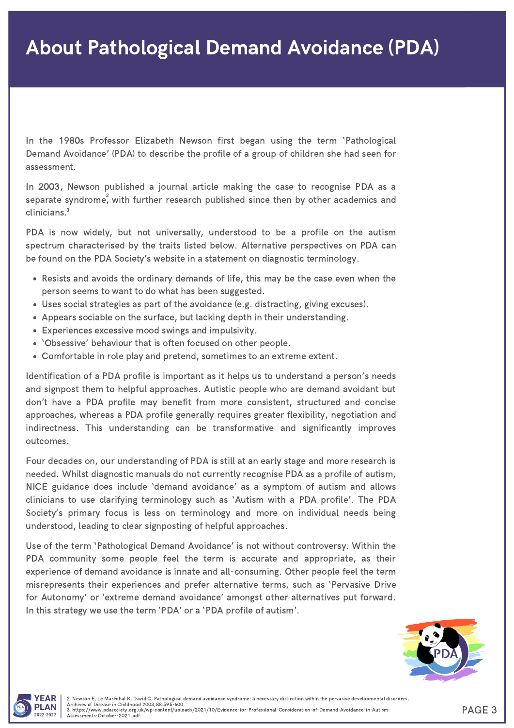# About Pathological Demand Avoidance (PDA)

In the 1980s Professor Elizabeth Newson first began using the term 'Pathological Demand Avoidance' (PDA) to describe the profile of a group of children she had seen for assessment.

In 2003, Newson published a journal article making the case to recognise PDA as a separate syndrome[2], with further research published since then by other academics and clinicians.[3]

PDA is now widely, but not universally, understood to be a profile on the autism spectrum characterised by the traits listed below. Alternative perspectives on PDA can be found on the PDA Society's website in a statement on diagnostic terminology.

- Resists and avoids the ordinary demands of life, this may be the case even when the person seems to want to do what has been suggested.
- Uses social strategies as part of the avoidance (e.g. distracting, giving excuses).
- Appears sociable on the surface, but lacking depth in their understanding.
- Experiences excessive mood swings and impulsivity.
- 'Obsessive' behaviour that is often focused on other people.
- Comfortable in role play and pretend, sometimes to an extreme extent.

Identification of a PDA profile is important as it helps us to understand a person's needs and signpost them to helpful approaches. Autistic people who are demand avoidant but don't have a PDA profile may benefit from more consistent, structured and concise approaches, whereas a PDA profile generally requires greater flexibility, negotiation and indirectness. This understanding can be transformative and significantly improves outcomes.

Four decades on, our understanding of PDA is still at an early stage and more research is needed. Whilst diagnostic manuals do not currently recognise PDA as a profile of autism, NICE guidance does include 'demand avoidance' as a symptom of autism and allows clinicians to use clarifying terminology such as 'Autism with a PDA profile'. The PDA Society's primary focus is less on terminology and more on individual needs being understood, leading to clear signposting of helpful approaches.

Use of the term 'Pathological Demand Avoidance' is not without controversy. Within the PDA community some people feel the term is accurate and appropriate, as their experience of demand avoidance is innate and all-consuming. Other people feel the term misrepresents their experiences and prefer alternative terms, such as 'Pervasive Drive for Autonomy' or 'extreme demand avoidance' amongst other alternatives put forward. In this strategy we use the term 'PDA' or a 'PDA profile of autism'.

2 Newson E, Le Maréchal K, David C, Pathological demand avoidance syndrome: a necessary distinction within the pervasive developmental disorders, Archives of Disease in Childhood 2003;88:595-600.
3 https://www.pdasociety.org.uk/wp-content/uploads/2021/10/Evidence-for-Professional-Consideration-of-Demand-Avoidance-in-Autism-Assessments-October-2021.pdf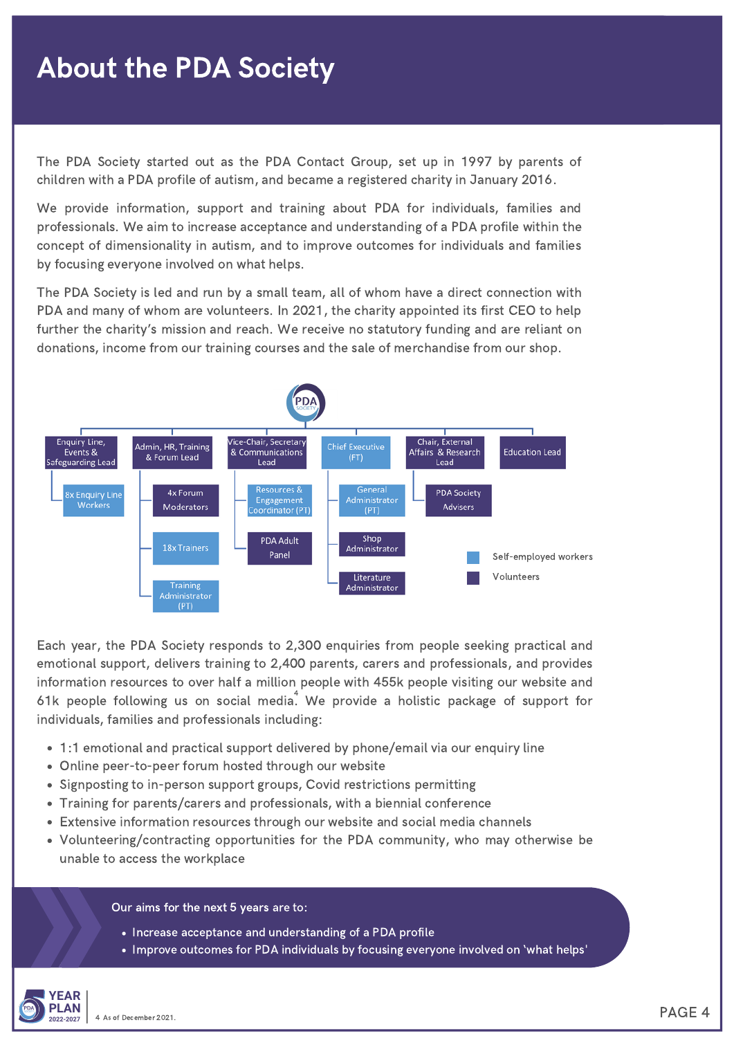# About the PDA Society

The PDA Society started out as the PDA Contact Group, set up in 1997 by parents of children with a PDA profile of autism, and became a registered charity in January 2016.

We provide information, support and training about PDA for individuals, families and professionals. We aim to increase acceptance and understanding of a PDA profile within the concept of dimensionality in autism, and to improve outcomes for individuals and families by focusing everyone involved on what helps.

The PDA Society is led and run by a small team, all of whom have a direct connection with PDA and many of whom are volunteers. In 2021, the charity appointed its first CEO to help further the charity's mission and reach. We receive no statutory funding and are reliant on donations, income from our training courses and the sale of merchandise from our shop.

PDA Society

- Enquiry Line, Events & Safeguarding Lead
  - 8x Enquiry Line Workers
- Admin, HR, Training & Forum Lead
  - 4x Forum Moderators
  - 18x Trainers
  - Training Administrator (PT)
- Vice-Chair, Secretary & Communications Lead
  - Resources & Engagement Coordinator (PT)
  - PDA Adult Panel
- Chief Executive (FT)
  - General Administrator (PT)
  - Shop Administrator
  - Literature Administrator
- Chair, External Affairs & Research Lead
  - PDA Society Advisers
- Education Lead

Self-employed workers

Volunteers

Each year, the PDA Society responds to 2,300 enquiries from people seeking practical and emotional support, delivers training to 2,400 parents, carers and professionals, and provides information resources to over half a million people with 455k people visiting our website and 61k people following us on social media.[4] We provide a holistic package of support for individuals, families and professionals including:

- 1:1 emotional and practical support delivered by phone/email via our enquiry line
- Online peer-to-peer forum hosted through our website
- Signposting to in-person support groups, Covid restrictions permitting
- Training for parents/carers and professionals, with a biennial conference
- Extensive information resources through our website and social media channels
- Volunteering/contracting opportunities for the PDA community, who may otherwise be unable to access the workplace

Our aims for the next 5 years are to:

- Increase acceptance and understanding of a PDA profile
- Improve outcomes for PDA individuals by focusing everyone involved on 'what helps'

4 As of December 2021.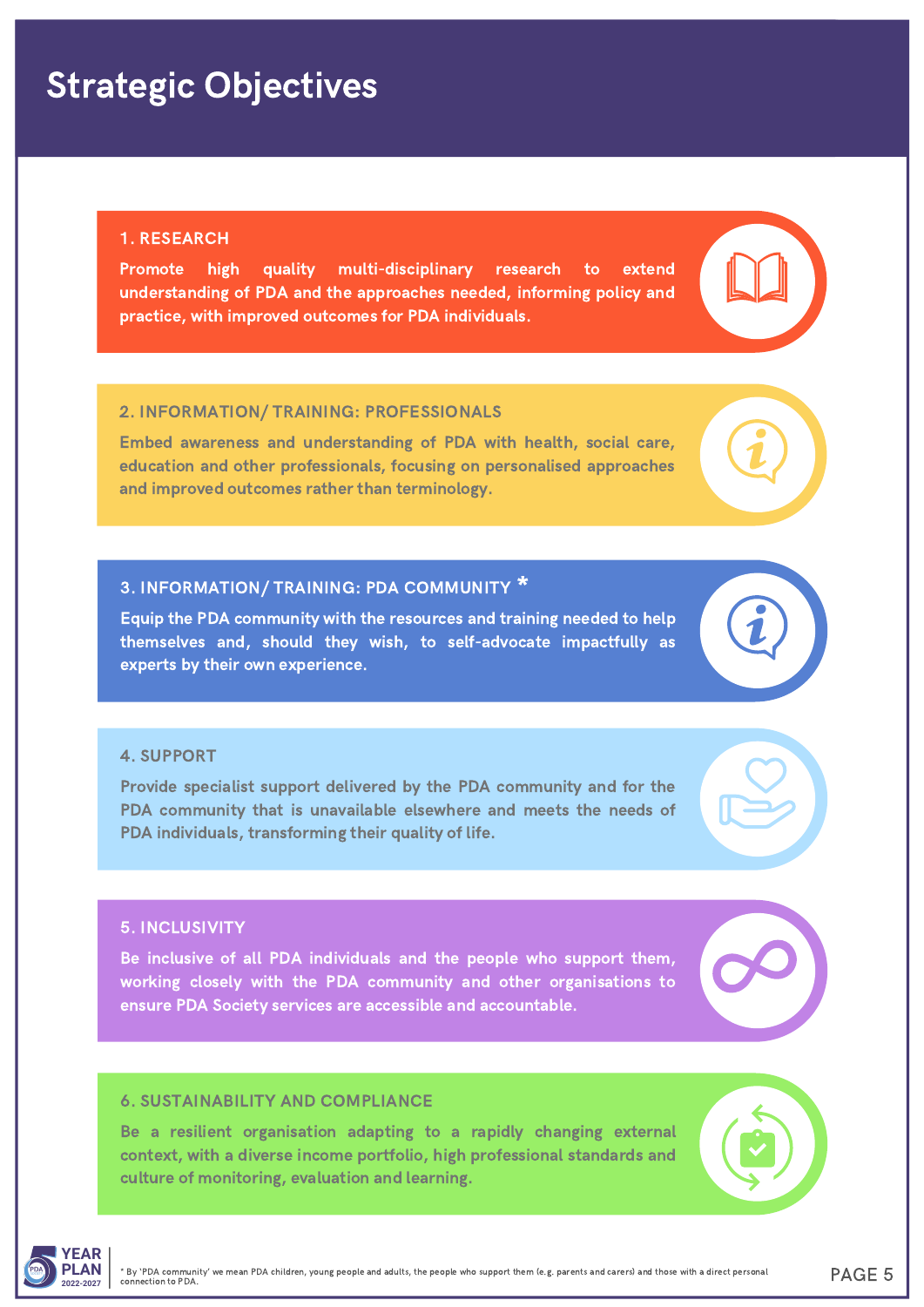# Strategic Objectives

## 1. RESEARCH

Promote high quality multi-disciplinary research to extend understanding of PDA and the approaches needed, informing policy and practice, with improved outcomes for PDA individuals.

## 2. INFORMATION/ TRAINING: PROFESSIONALS

Embed awareness and understanding of PDA with health, social care, education and other professionals, focusing on personalised approaches and improved outcomes rather than terminology.

## 3. INFORMATION/ TRAINING: PDA COMMUNITY *

Equip the PDA community with the resources and training needed to help themselves and, should they wish, to self-advocate impactfully as experts by their own experience.

## 4. SUPPORT

Provide specialist support delivered by the PDA community and for the PDA community that is unavailable elsewhere and meets the needs of PDA individuals, transforming their quality of life.

## 5. INCLUSIVITY

Be inclusive of all PDA individuals and the people who support them, working closely with the PDA community and other organisations to ensure PDA Society services are accessible and accountable.

## 6. SUSTAINABILITY AND COMPLIANCE

Be a resilient organisation adapting to a rapidly changing external context, with a diverse income portfolio, high professional standards and culture of monitoring, evaluation and learning.

* By 'PDA community' we mean PDA children, young people and adults, the people who support them (e.g. parents and carers) and those with a direct personal connection to PDA.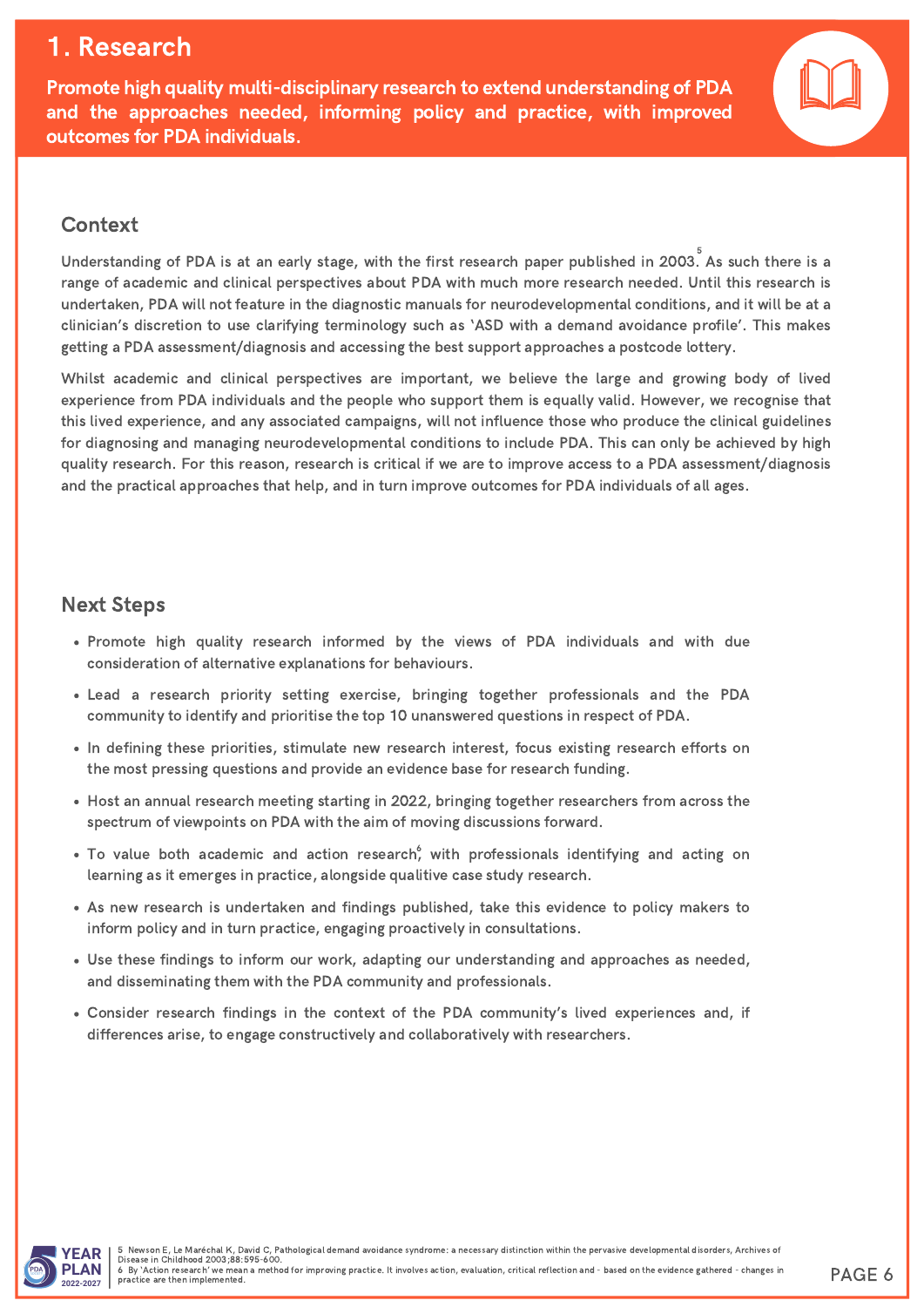# 1. Research

**Promote high quality multi-disciplinary research to extend understanding of PDA and the approaches needed, informing policy and practice, with improved outcomes for PDA individuals.**

## Context

Understanding of PDA is at an early stage, with the first research paper published in 2003.[5] As such there is a range of academic and clinical perspectives about PDA with much more research needed. Until this research is undertaken, PDA will not feature in the diagnostic manuals for neurodevelopmental conditions, and it will be at a clinician's discretion to use clarifying terminology such as 'ASD with a demand avoidance profile'. This makes getting a PDA assessment/diagnosis and accessing the best support approaches a postcode lottery.

Whilst academic and clinical perspectives are important, we believe the large and growing body of lived experience from PDA individuals and the people who support them is equally valid. However, we recognise that this lived experience, and any associated campaigns, will not influence those who produce the clinical guidelines for diagnosing and managing neurodevelopmental conditions to include PDA. This can only be achieved by high quality research. For this reason, research is critical if we are to improve access to a PDA assessment/diagnosis and the practical approaches that help, and in turn improve outcomes for PDA individuals of all ages.

## Next Steps

- Promote high quality research informed by the views of PDA individuals and with due consideration of alternative explanations for behaviours.
- Lead a research priority setting exercise, bringing together professionals and the PDA community to identify and prioritise the top 10 unanswered questions in respect of PDA.
- In defining these priorities, stimulate new research interest, focus existing research efforts on the most pressing questions and provide an evidence base for research funding.
- Host an annual research meeting starting in 2022, bringing together researchers from across the spectrum of viewpoints on PDA with the aim of moving discussions forward.
- To value both academic and action research,[6] with professionals identifying and acting on learning as it emerges in practice, alongside qualitive case study research.
- As new research is undertaken and findings published, take this evidence to policy makers to inform policy and in turn practice, engaging proactively in consultations.
- Use these findings to inform our work, adapting our understanding and approaches as needed, and disseminating them with the PDA community and professionals.
- Consider research findings in the context of the PDA community's lived experiences and, if differences arise, to engage constructively and collaboratively with researchers.

5 Newson E, Le Maréchal K, David C, Pathological demand avoidance syndrome: a necessary distinction within the pervasive developmental disorders, Archives of Disease in Childhood 2003;88:595-600.

6 By 'Action research' we mean a method for improving practice. It involves action, evaluation, critical reflection and - based on the evidence gathered - changes in practice are then implemented.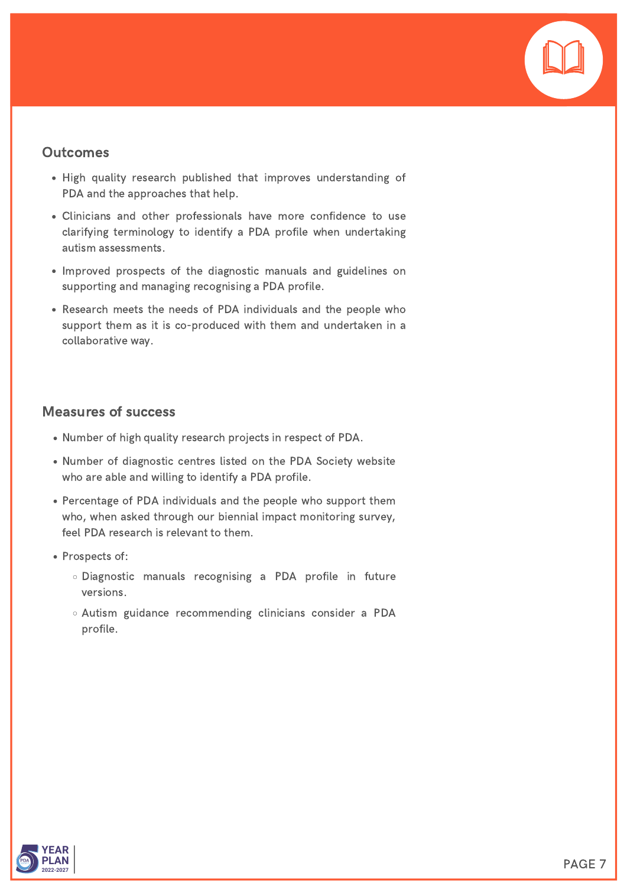## Outcomes

- High quality research published that improves understanding of PDA and the approaches that help.
- Clinicians and other professionals have more confidence to use clarifying terminology to identify a PDA profile when undertaking autism assessments.
- Improved prospects of the diagnostic manuals and guidelines on supporting and managing recognising a PDA profile.
- Research meets the needs of PDA individuals and the people who support them as it is co-produced with them and undertaken in a collaborative way.

## Measures of success

- Number of high quality research projects in respect of PDA.
- Number of diagnostic centres listed on the PDA Society website who are able and willing to identify a PDA profile.
- Percentage of PDA individuals and the people who support them who, when asked through our biennial impact monitoring survey, feel PDA research is relevant to them.
- Prospects of:
  - Diagnostic manuals recognising a PDA profile in future versions.
  - Autism guidance recommending clinicians consider a PDA profile.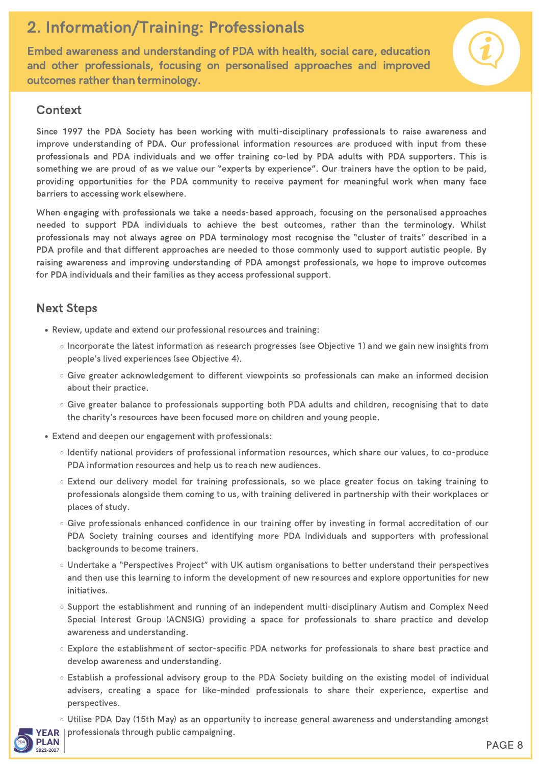## 2. Information/Training: Professionals

**Embed awareness and understanding of PDA with health, social care, education and other professionals, focusing on personalised approaches and improved outcomes rather than terminology.**

### Context

Since 1997 the PDA Society has been working with multi-disciplinary professionals to raise awareness and improve understanding of PDA. Our professional information resources are produced with input from these professionals and PDA individuals and we offer training co-led by PDA adults with PDA supporters. This is something we are proud of as we value our "experts by experience". Our trainers have the option to be paid, providing opportunities for the PDA community to receive payment for meaningful work when many face barriers to accessing work elsewhere.

When engaging with professionals we take a needs-based approach, focusing on the personalised approaches needed to support PDA individuals to achieve the best outcomes, rather than the terminology. Whilst professionals may not always agree on PDA terminology most recognise the "cluster of traits" described in a PDA profile and that different approaches are needed to those commonly used to support autistic people. By raising awareness and improving understanding of PDA amongst professionals, we hope to improve outcomes for PDA individuals and their families as they access professional support.

### Next Steps

- Review, update and extend our professional resources and training:
  - Incorporate the latest information as research progresses (see Objective 1) and we gain new insights from people's lived experiences (see Objective 4).
  - Give greater acknowledgement to different viewpoints so professionals can make an informed decision about their practice.
  - Give greater balance to professionals supporting both PDA adults and children, recognising that to date the charity's resources have been focused more on children and young people.
- Extend and deepen our engagement with professionals:
  - Identify national providers of professional information resources, which share our values, to co-produce PDA information resources and help us to reach new audiences.
  - Extend our delivery model for training professionals, so we place greater focus on taking training to professionals alongside them coming to us, with training delivered in partnership with their workplaces or places of study.
  - Give professionals enhanced confidence in our training offer by investing in formal accreditation of our PDA Society training courses and identifying more PDA individuals and supporters with professional backgrounds to become trainers.
  - Undertake a "Perspectives Project" with UK autism organisations to better understand their perspectives and then use this learning to inform the development of new resources and explore opportunities for new initiatives.
  - Support the establishment and running of an independent multi-disciplinary Autism and Complex Need Special Interest Group (ACNSIG) providing a space for professionals to share practice and develop awareness and understanding.
  - Explore the establishment of sector-specific PDA networks for professionals to share best practice and develop awareness and understanding.
  - Establish a professional advisory group to the PDA Society building on the existing model of individual advisers, creating a space for like-minded professionals to share their experience, expertise and perspectives.
  - Utilise PDA Day (15th May) as an opportunity to increase general awareness and understanding amongst professionals through public campaigning.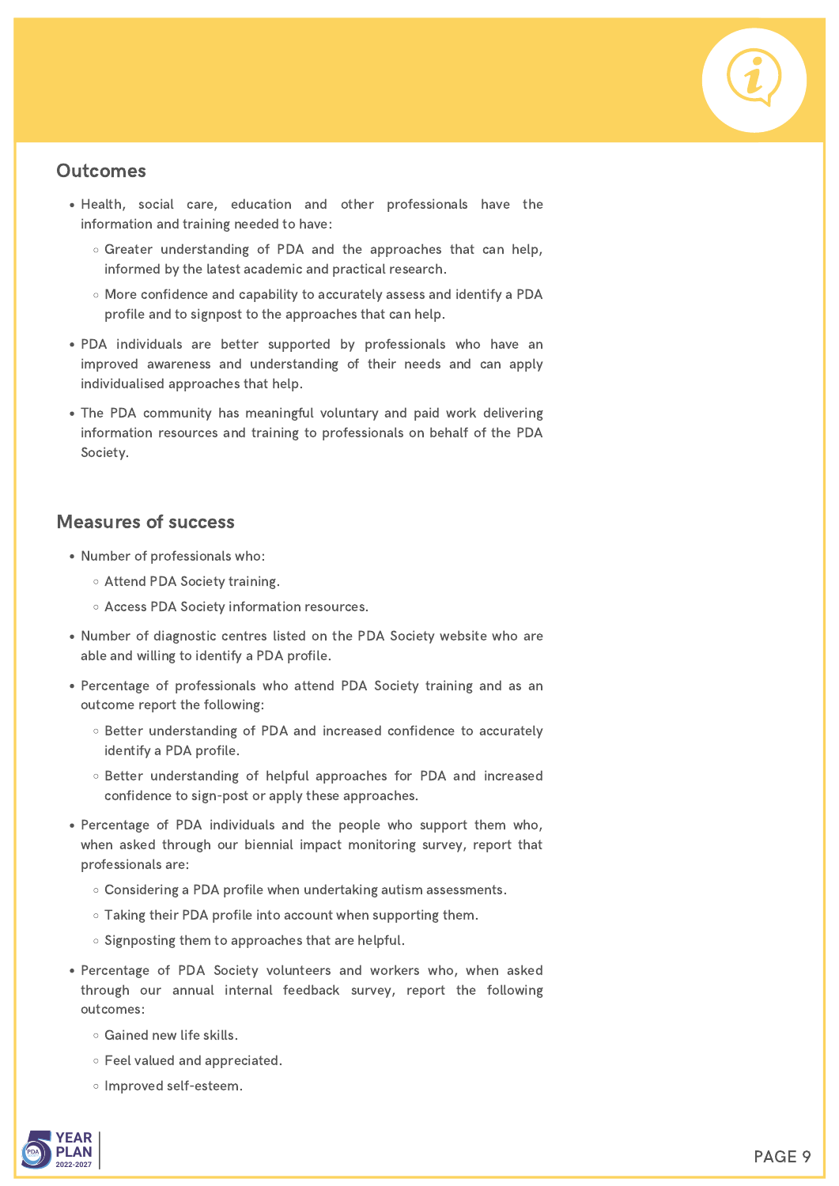## Outcomes

- Health, social care, education and other professionals have the information and training needed to have:
  - Greater understanding of PDA and the approaches that can help, informed by the latest academic and practical research.
  - More confidence and capability to accurately assess and identify a PDA profile and to signpost to the approaches that can help.
- PDA individuals are better supported by professionals who have an improved awareness and understanding of their needs and can apply individualised approaches that help.
- The PDA community has meaningful voluntary and paid work delivering information resources and training to professionals on behalf of the PDA Society.

## Measures of success

- Number of professionals who:
  - Attend PDA Society training.
  - Access PDA Society information resources.
- Number of diagnostic centres listed on the PDA Society website who are able and willing to identify a PDA profile.
- Percentage of professionals who attend PDA Society training and as an outcome report the following:
  - Better understanding of PDA and increased confidence to accurately identify a PDA profile.
  - Better understanding of helpful approaches for PDA and increased confidence to sign-post or apply these approaches.
- Percentage of PDA individuals and the people who support them who, when asked through our biennial impact monitoring survey, report that professionals are:
  - Considering a PDA profile when undertaking autism assessments.
  - Taking their PDA profile into account when supporting them.
  - Signposting them to approaches that are helpful.
- Percentage of PDA Society volunteers and workers who, when asked through our annual internal feedback survey, report the following outcomes:
  - Gained new life skills.
  - Feel valued and appreciated.
  - Improved self-esteem.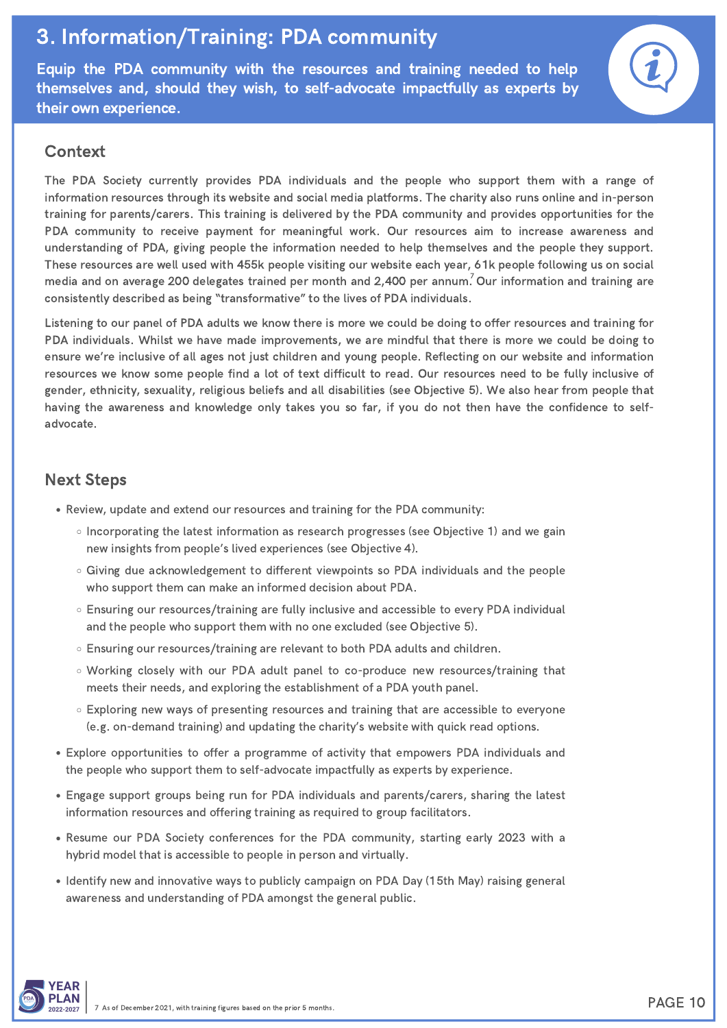# 3. Information/Training: PDA community

**Equip the PDA community with the resources and training needed to help themselves and, should they wish, to self-advocate impactfully as experts by their own experience.**

## Context

The PDA Society currently provides PDA individuals and the people who support them with a range of information resources through its website and social media platforms. The charity also runs online and in-person training for parents/carers. This training is delivered by the PDA community and provides opportunities for the PDA community to receive payment for meaningful work. Our resources aim to increase awareness and understanding of PDA, giving people the information needed to help themselves and the people they support. These resources are well used with 455k people visiting our website each year, 61k people following us on social media and on average 200 delegates trained per month and 2,400 per annum.[7] Our information and training are consistently described as being "transformative" to the lives of PDA individuals.

Listening to our panel of PDA adults we know there is more we could be doing to offer resources and training for PDA individuals. Whilst we have made improvements, we are mindful that there is more we could be doing to ensure we're inclusive of all ages not just children and young people. Reflecting on our website and information resources we know some people find a lot of text difficult to read. Our resources need to be fully inclusive of gender, ethnicity, sexuality, religious beliefs and all disabilities (see Objective 5). We also hear from people that having the awareness and knowledge only takes you so far, if you do not then have the confidence to self-advocate.

## Next Steps

- Review, update and extend our resources and training for the PDA community:
  - Incorporating the latest information as research progresses (see Objective 1) and we gain new insights from people's lived experiences (see Objective 4).
  - Giving due acknowledgement to different viewpoints so PDA individuals and the people who support them can make an informed decision about PDA.
  - Ensuring our resources/training are fully inclusive and accessible to every PDA individual and the people who support them with no one excluded (see Objective 5).
  - Ensuring our resources/training are relevant to both PDA adults and children.
  - Working closely with our PDA adult panel to co-produce new resources/training that meets their needs, and exploring the establishment of a PDA youth panel.
  - Exploring new ways of presenting resources and training that are accessible to everyone (e.g. on-demand training) and updating the charity's website with quick read options.
- Explore opportunities to offer a programme of activity that empowers PDA individuals and the people who support them to self-advocate impactfully as experts by experience.
- Engage support groups being run for PDA individuals and parents/carers, sharing the latest information resources and offering training as required to group facilitators.
- Resume our PDA Society conferences for the PDA community, starting early 2023 with a hybrid model that is accessible to people in person and virtually.
- Identify new and innovative ways to publicly campaign on PDA Day (15th May) raising general awareness and understanding of PDA amongst the general public.

7 As of December 2021, with training figures based on the prior 5 months.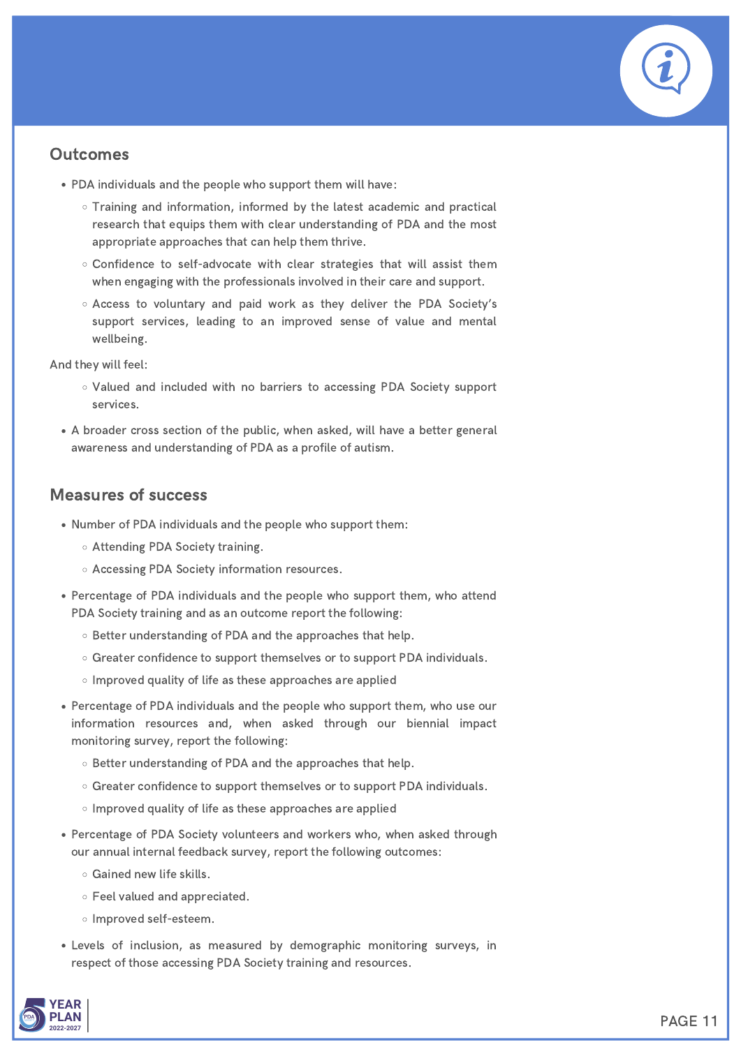## Outcomes

- PDA individuals and the people who support them will have:
  - Training and information, informed by the latest academic and practical research that equips them with clear understanding of PDA and the most appropriate approaches that can help them thrive.
  - Confidence to self-advocate with clear strategies that will assist them when engaging with the professionals involved in their care and support.
  - Access to voluntary and paid work as they deliver the PDA Society's support services, leading to an improved sense of value and mental wellbeing.

And they will feel:

  - Valued and included with no barriers to accessing PDA Society support services.

- A broader cross section of the public, when asked, will have a better general awareness and understanding of PDA as a profile of autism.

## Measures of success

- Number of PDA individuals and the people who support them:
  - Attending PDA Society training.
  - Accessing PDA Society information resources.
- Percentage of PDA individuals and the people who support them, who attend PDA Society training and as an outcome report the following:
  - Better understanding of PDA and the approaches that help.
  - Greater confidence to support themselves or to support PDA individuals.
  - Improved quality of life as these approaches are applied
- Percentage of PDA individuals and the people who support them, who use our information resources and, when asked through our biennial impact monitoring survey, report the following:
  - Better understanding of PDA and the approaches that help.
  - Greater confidence to support themselves or to support PDA individuals.
  - Improved quality of life as these approaches are applied
- Percentage of PDA Society volunteers and workers who, when asked through our annual internal feedback survey, report the following outcomes:
  - Gained new life skills.
  - Feel valued and appreciated.
  - Improved self-esteem.
- Levels of inclusion, as measured by demographic monitoring surveys, in respect of those accessing PDA Society training and resources.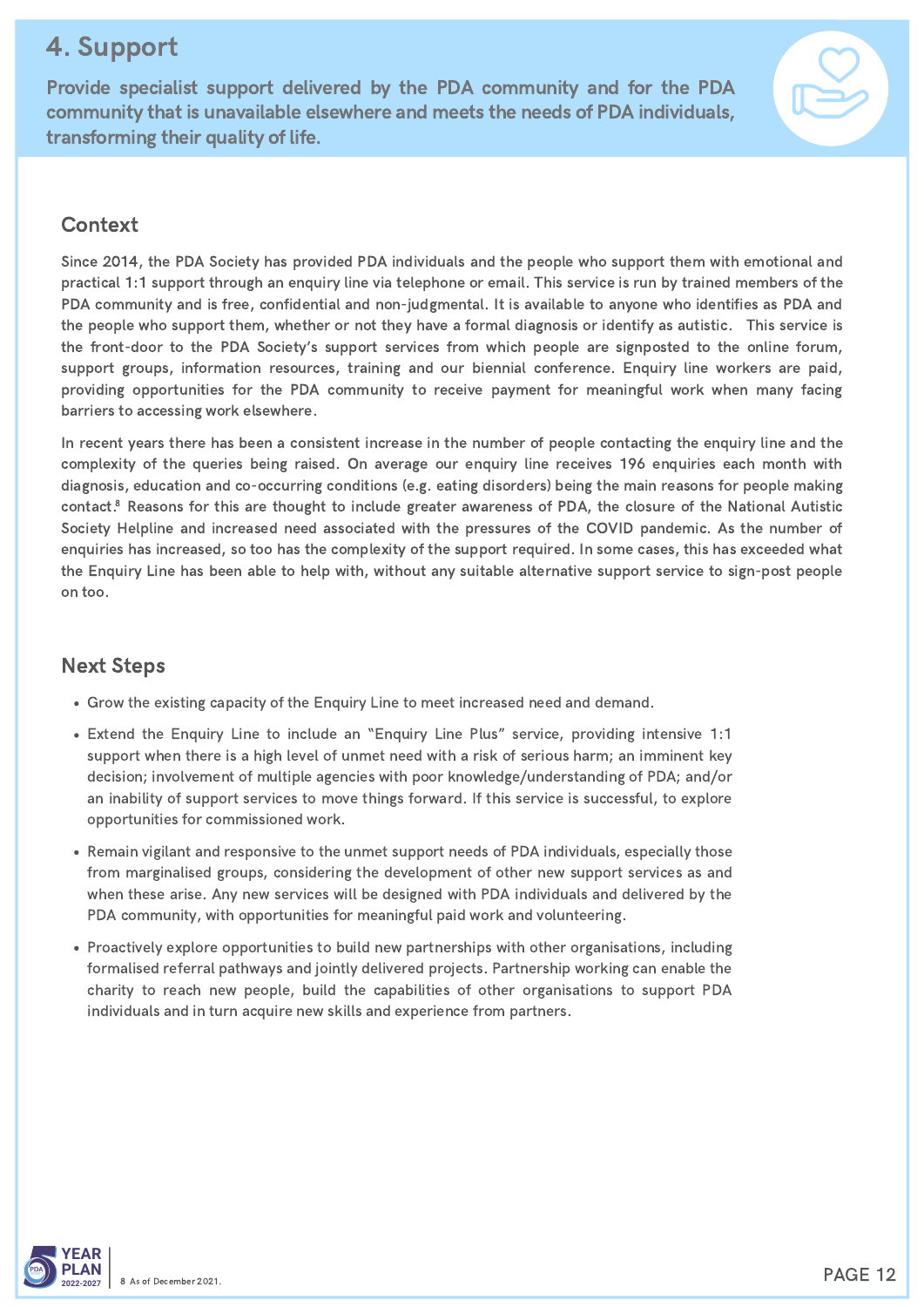# 4. Support

**Provide specialist support delivered by the PDA community and for the PDA community that is unavailable elsewhere and meets the needs of PDA individuals, transforming their quality of life.**

## Context

Since 2014, the PDA Society has provided PDA individuals and the people who support them with emotional and practical 1:1 support through an enquiry line via telephone or email. This service is run by trained members of the PDA community and is free, confidential and non-judgmental. It is available to anyone who identifies as PDA and the people who support them, whether or not they have a formal diagnosis or identify as autistic. This service is the front-door to the PDA Society's support services from which people are signposted to the online forum, support groups, information resources, training and our biennial conference. Enquiry line workers are paid, providing opportunities for the PDA community to receive payment for meaningful work when many facing barriers to accessing work elsewhere.

In recent years there has been a consistent increase in the number of people contacting the enquiry line and the complexity of the queries being raised. On average our enquiry line receives 196 enquiries each month with diagnosis, education and co-occurring conditions (e.g. eating disorders) being the main reasons for people making contact.[8] Reasons for this are thought to include greater awareness of PDA, the closure of the National Autistic Society Helpline and increased need associated with the pressures of the COVID pandemic. As the number of enquiries has increased, so too has the complexity of the support required. In some cases, this has exceeded what the Enquiry Line has been able to help with, without any suitable alternative support service to sign-post people on too.

## Next Steps

- Grow the existing capacity of the Enquiry Line to meet increased need and demand.
- Extend the Enquiry Line to include an "Enquiry Line Plus" service, providing intensive 1:1 support when there is a high level of unmet need with a risk of serious harm; an imminent key decision; involvement of multiple agencies with poor knowledge/understanding of PDA; and/or an inability of support services to move things forward. If this service is successful, to explore opportunities for commissioned work.
- Remain vigilant and responsive to the unmet support needs of PDA individuals, especially those from marginalised groups, considering the development of other new support services as and when these arise. Any new services will be designed with PDA individuals and delivered by the PDA community, with opportunities for meaningful paid work and volunteering.
- Proactively explore opportunities to build new partnerships with other organisations, including formalised referral pathways and jointly delivered projects. Partnership working can enable the charity to reach new people, build the capabilities of other organisations to support PDA individuals and in turn acquire new skills and experience from partners.

8 As of December 2021.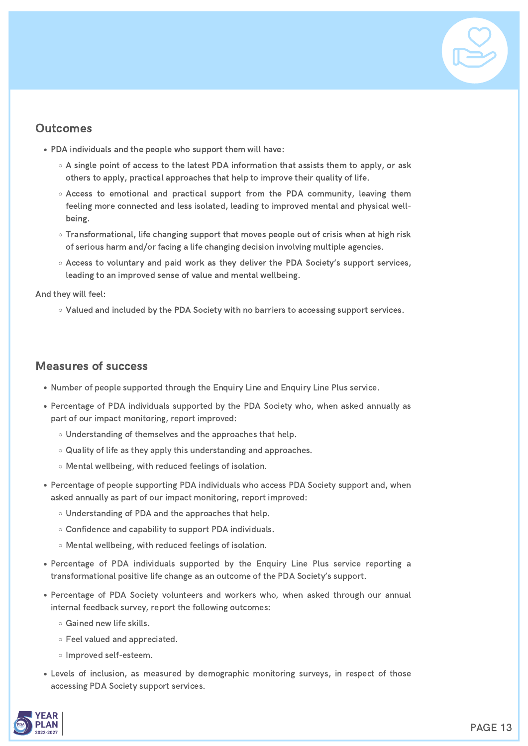## Outcomes

- PDA individuals and the people who support them will have:
  - A single point of access to the latest PDA information that assists them to apply, or ask others to apply, practical approaches that help to improve their quality of life.
  - Access to emotional and practical support from the PDA community, leaving them feeling more connected and less isolated, leading to improved mental and physical well-being.
  - Transformational, life changing support that moves people out of crisis when at high risk of serious harm and/or facing a life changing decision involving multiple agencies.
  - Access to voluntary and paid work as they deliver the PDA Society's support services, leading to an improved sense of value and mental wellbeing.

And they will feel:

  - Valued and included by the PDA Society with no barriers to accessing support services.

## Measures of success

- Number of people supported through the Enquiry Line and Enquiry Line Plus service.
- Percentage of PDA individuals supported by the PDA Society who, when asked annually as part of our impact monitoring, report improved:
  - Understanding of themselves and the approaches that help.
  - Quality of life as they apply this understanding and approaches.
  - Mental wellbeing, with reduced feelings of isolation.
- Percentage of people supporting PDA individuals who access PDA Society support and, when asked annually as part of our impact monitoring, report improved:
  - Understanding of PDA and the approaches that help.
  - Confidence and capability to support PDA individuals.
  - Mental wellbeing, with reduced feelings of isolation.
- Percentage of PDA individuals supported by the Enquiry Line Plus service reporting a transformational positive life change as an outcome of the PDA Society's support.
- Percentage of PDA Society volunteers and workers who, when asked through our annual internal feedback survey, report the following outcomes:
  - Gained new life skills.
  - Feel valued and appreciated.
  - Improved self-esteem.
- Levels of inclusion, as measured by demographic monitoring surveys, in respect of those accessing PDA Society support services.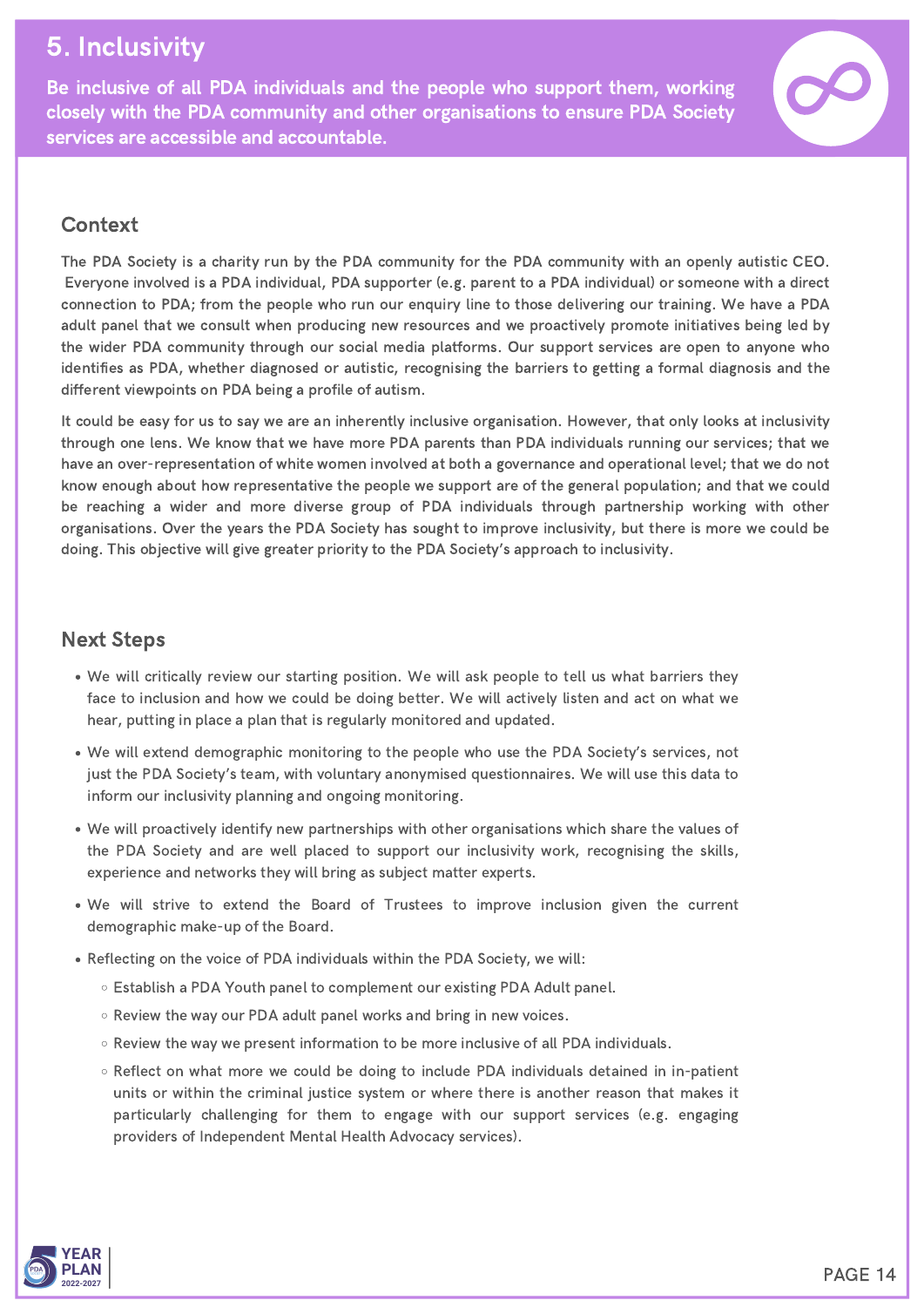# 5. Inclusivity

**Be inclusive of all PDA individuals and the people who support them, working closely with the PDA community and other organisations to ensure PDA Society services are accessible and accountable.**

## Context

The PDA Society is a charity run by the PDA community for the PDA community with an openly autistic CEO. Everyone involved is a PDA individual, PDA supporter (e.g. parent to a PDA individual) or someone with a direct connection to PDA; from the people who run our enquiry line to those delivering our training. We have a PDA adult panel that we consult when producing new resources and we proactively promote initiatives being led by the wider PDA community through our social media platforms. Our support services are open to anyone who identifies as PDA, whether diagnosed or autistic, recognising the barriers to getting a formal diagnosis and the different viewpoints on PDA being a profile of autism.

It could be easy for us to say we are an inherently inclusive organisation. However, that only looks at inclusivity through one lens. We know that we have more PDA parents than PDA individuals running our services; that we have an over-representation of white women involved at both a governance and operational level; that we do not know enough about how representative the people we support are of the general population; and that we could be reaching a wider and more diverse group of PDA individuals through partnership working with other organisations. Over the years the PDA Society has sought to improve inclusivity, but there is more we could be doing. This objective will give greater priority to the PDA Society's approach to inclusivity.

## Next Steps

- We will critically review our starting position. We will ask people to tell us what barriers they face to inclusion and how we could be doing better. We will actively listen and act on what we hear, putting in place a plan that is regularly monitored and updated.
- We will extend demographic monitoring to the people who use the PDA Society's services, not just the PDA Society's team, with voluntary anonymised questionnaires. We will use this data to inform our inclusivity planning and ongoing monitoring.
- We will proactively identify new partnerships with other organisations which share the values of the PDA Society and are well placed to support our inclusivity work, recognising the skills, experience and networks they will bring as subject matter experts.
- We will strive to extend the Board of Trustees to improve inclusion given the current demographic make-up of the Board.
- Reflecting on the voice of PDA individuals within the PDA Society, we will:
  - Establish a PDA Youth panel to complement our existing PDA Adult panel.
  - Review the way our PDA adult panel works and bring in new voices.
  - Review the way we present information to be more inclusive of all PDA individuals.
  - Reflect on what more we could be doing to include PDA individuals detained in in-patient units or within the criminal justice system or where there is another reason that makes it particularly challenging for them to engage with our support services (e.g. engaging providers of Independent Mental Health Advocacy services).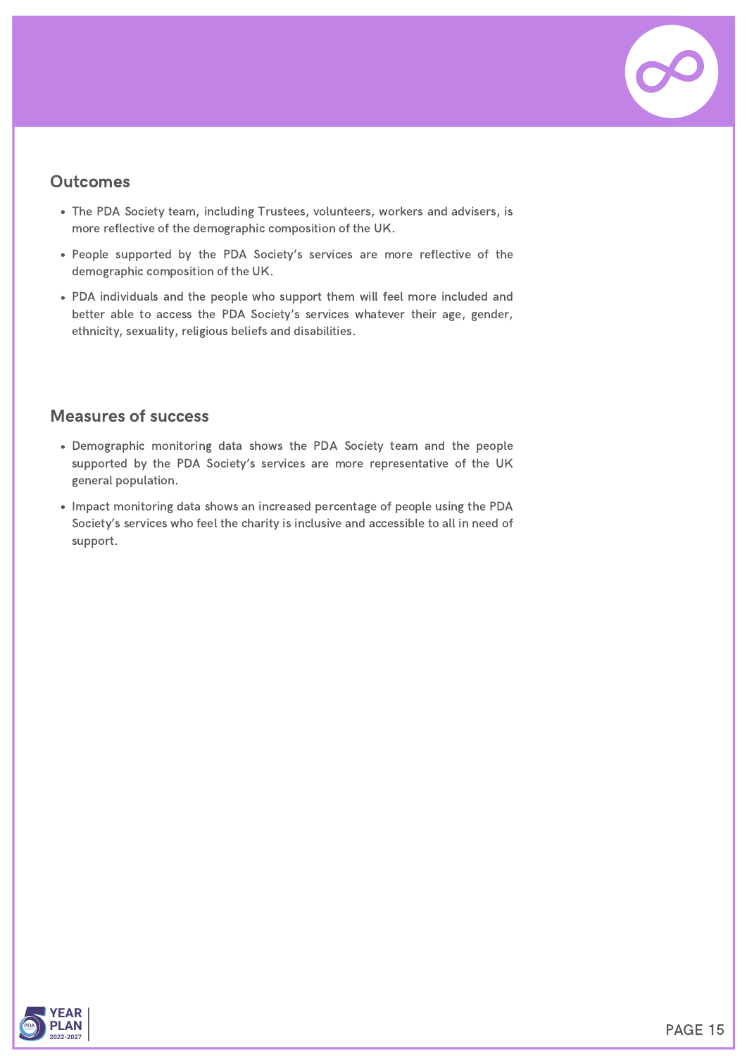## Outcomes

- The PDA Society team, including Trustees, volunteers, workers and advisers, is more reflective of the demographic composition of the UK.
- People supported by the PDA Society's services are more reflective of the demographic composition of the UK.
- PDA individuals and the people who support them will feel more included and better able to access the PDA Society's services whatever their age, gender, ethnicity, sexuality, religious beliefs and disabilities.

## Measures of success

- Demographic monitoring data shows the PDA Society team and the people supported by the PDA Society's services are more representative of the UK general population.
- Impact monitoring data shows an increased percentage of people using the PDA Society's services who feel the charity is inclusive and accessible to all in need of support.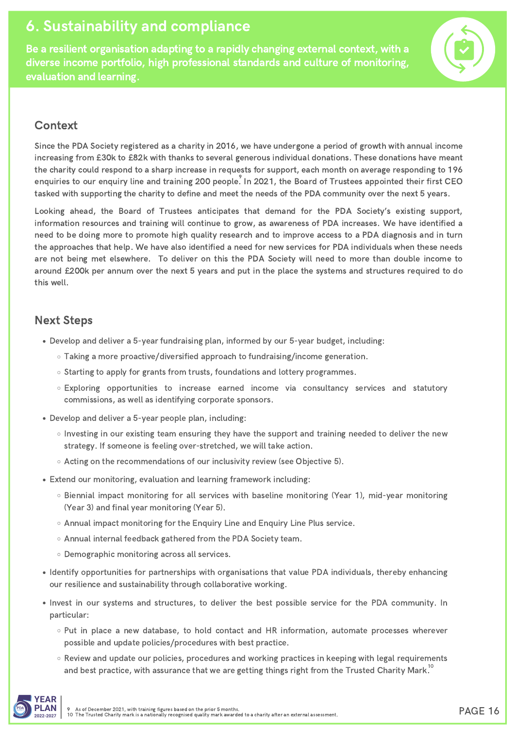# 6. Sustainability and compliance

**Be a resilient organisation adapting to a rapidly changing external context, with a diverse income portfolio, high professional standards and culture of monitoring, evaluation and learning.**

## Context

Since the PDA Society registered as a charity in 2016, we have undergone a period of growth with annual income increasing from £30k to £82k with thanks to several generous individual donations. These donations have meant the charity could respond to a sharp increase in requests for support, each month on average responding to 196 enquiries to our enquiry line and training 200 people.[9] In 2021, the Board of Trustees appointed their first CEO tasked with supporting the charity to define and meet the needs of the PDA community over the next 5 years.

Looking ahead, the Board of Trustees anticipates that demand for the PDA Society's existing support, information resources and training will continue to grow, as awareness of PDA increases. We have identified a need to be doing more to promote high quality research and to improve access to a PDA diagnosis and in turn the approaches that help. We have also identified a need for new services for PDA individuals when these needs are not being met elsewhere. To deliver on this the PDA Society will need to more than double income to around £200k per annum over the next 5 years and put in the place the systems and structures required to do this well.

## Next Steps

- Develop and deliver a 5-year fundraising plan, informed by our 5-year budget, including:
  - Taking a more proactive/diversified approach to fundraising/income generation.
  - Starting to apply for grants from trusts, foundations and lottery programmes.
  - Exploring opportunities to increase earned income via consultancy services and statutory commissions, as well as identifying corporate sponsors.
- Develop and deliver a 5-year people plan, including:
  - Investing in our existing team ensuring they have the support and training needed to deliver the new strategy. If someone is feeling over-stretched, we will take action.
  - Acting on the recommendations of our inclusivity review (see Objective 5).
- Extend our monitoring, evaluation and learning framework including:
  - Biennial impact monitoring for all services with baseline monitoring (Year 1), mid-year monitoring (Year 3) and final year monitoring (Year 5).
  - Annual impact monitoring for the Enquiry Line and Enquiry Line Plus service.
  - Annual internal feedback gathered from the PDA Society team.
  - Demographic monitoring across all services.
- Identify opportunities for partnerships with organisations that value PDA individuals, thereby enhancing our resilience and sustainability through collaborative working.
- Invest in our systems and structures, to deliver the best possible service for the PDA community. In particular:
  - Put in place a new database, to hold contact and HR information, automate processes wherever possible and update policies/procedures with best practice.
  - Review and update our policies, procedures and working practices in keeping with legal requirements and best practice, with assurance that we are getting things right from the Trusted Charity Mark.[10]

9 As of December 2021, with training figures based on the prior 5 months.
10 The Trusted Charity mark is a nationally recognised quality mark awarded to a charity after an external assessment.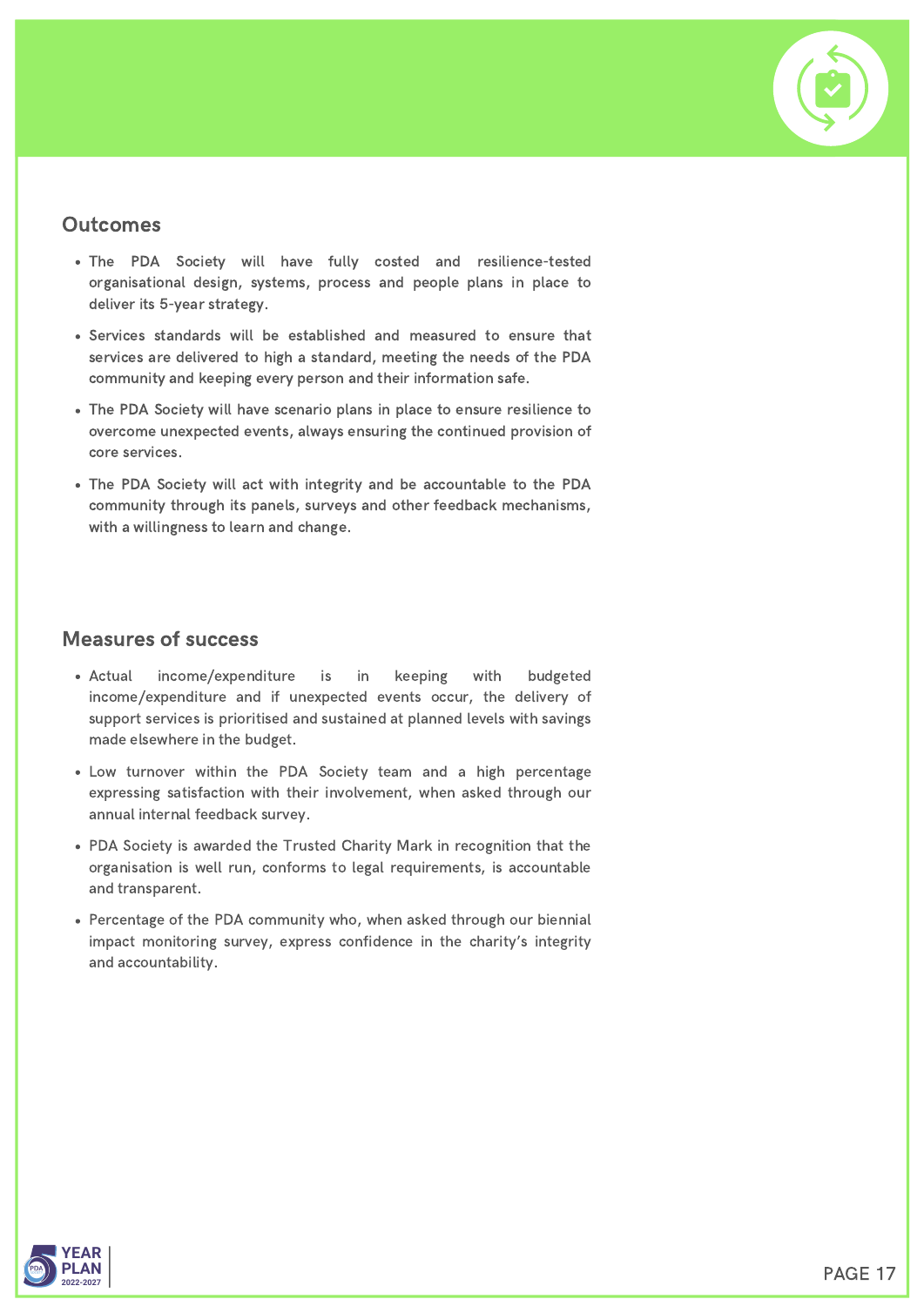## Outcomes

- The PDA Society will have fully costed and resilience-tested organisational design, systems, process and people plans in place to deliver its 5-year strategy.
- Services standards will be established and measured to ensure that services are delivered to high a standard, meeting the needs of the PDA community and keeping every person and their information safe.
- The PDA Society will have scenario plans in place to ensure resilience to overcome unexpected events, always ensuring the continued provision of core services.
- The PDA Society will act with integrity and be accountable to the PDA community through its panels, surveys and other feedback mechanisms, with a willingness to learn and change.

## Measures of success

- Actual income/expenditure is in keeping with budgeted income/expenditure and if unexpected events occur, the delivery of support services is prioritised and sustained at planned levels with savings made elsewhere in the budget.
- Low turnover within the PDA Society team and a high percentage expressing satisfaction with their involvement, when asked through our annual internal feedback survey.
- PDA Society is awarded the Trusted Charity Mark in recognition that the organisation is well run, conforms to legal requirements, is accountable and transparent.
- Percentage of the PDA community who, when asked through our biennial impact monitoring survey, express confidence in the charity's integrity and accountability.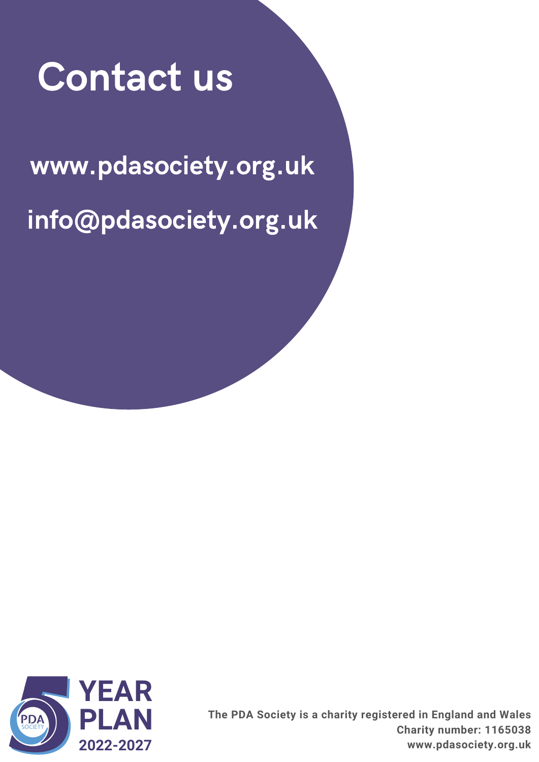# Contact us

**www.pdasociety.org.uk**

**info@pdasociety.org.uk**

**YEAR PLAN**
**2022-2027**

**The PDA Society is a charity registered in England and Wales**
**Charity number: 1165038**
**www.pdasociety.org.uk**